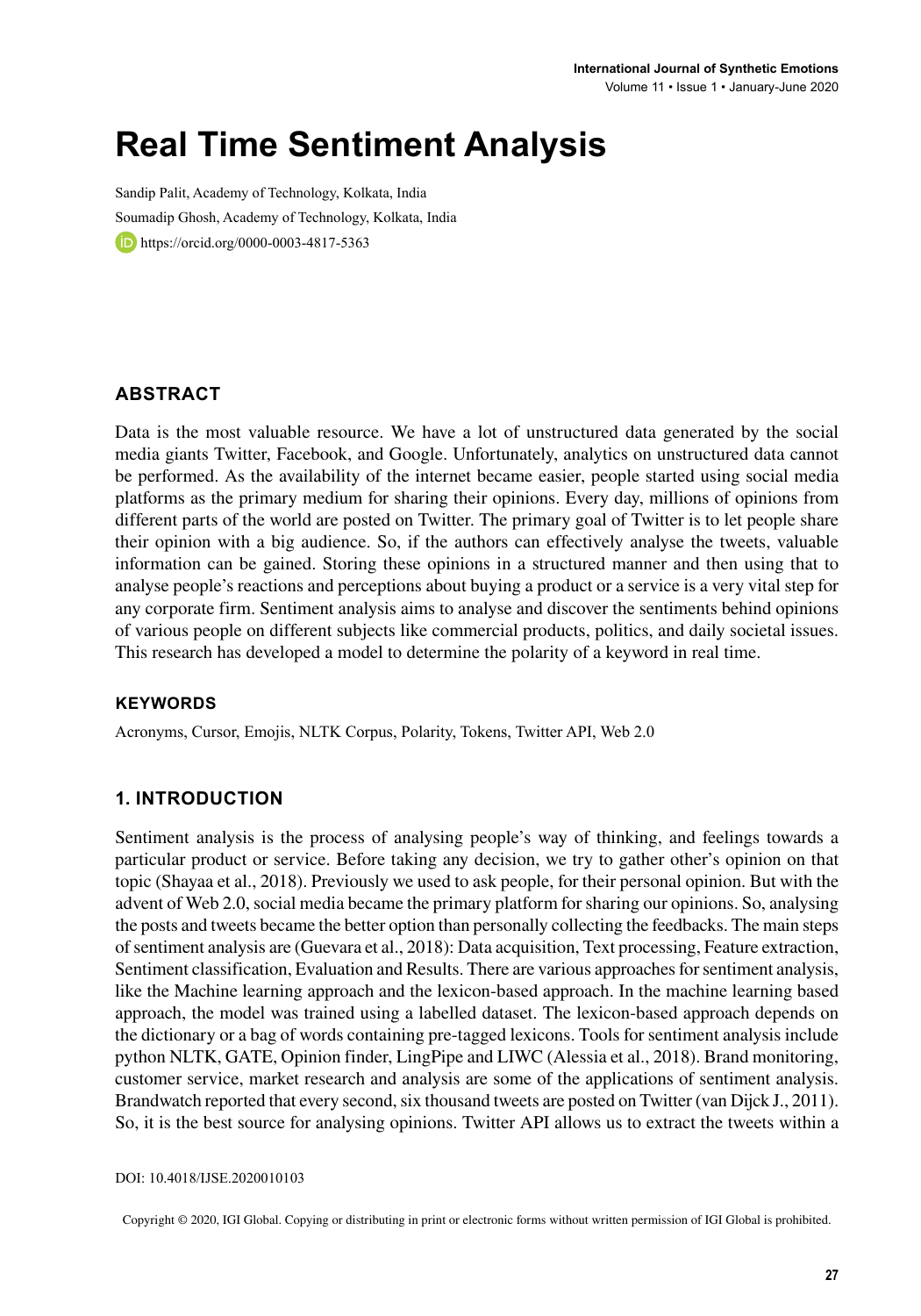# Real Time Sentiment Analysis

Sandip Palit, Academy of Technology, Kolkata, India

Soumadip Ghosh, Academy of Technology, Kolkata, India

https://orcid.org/0000-0003-4817-5363

## ABSTRACT

Data is the most valuable resource. We have a lot of unstructured data generated by the social media giants Twitter, Facebook, and Google. Unfortunately, analytics on unstructured data cannot be performed. As the availability of the internet became easier, people started using social media platforms as the primary medium for sharing their opinions. Every day, millions of opinions from different parts of the world are posted on Twitter. The primary goal of Twitter is to let people share their opinion with a big audience. So, if the authors can effectively analyse the tweets, valuable information can be gained. Storing these opinions in a structured manner and then using that to analyse people's reactions and perceptions about buying a product or a service is a very vital step for any corporate firm. Sentiment analysis aims to analyse and discover the sentiments behind opinions of various people on different subjects like commercial products, politics, and daily societal issues. This research has developed a model to determine the polarity of a keyword in real time.

### KEYWORDS

Acronyms, Cursor, Emojis, NLTK Corpus, Polarity, Tokens, Twitter API, Web 2.0

## 1. INTRODUCTION

Sentiment analysis is the process of analysing people's way of thinking, and feelings towards a particular product or service. Before taking any decision, we try to gather other's opinion on that topic (Shayaa et al., 2018). Previously we used to ask people, for their personal opinion. But with the advent of Web 2.0, social media became the primary platform for sharing our opinions. So, analysing the posts and tweets became the better option than personally collecting the feedbacks. The main steps of sentiment analysis are (Guevara et al., 2018): Data acquisition, Text processing, Feature extraction, Sentiment classification, Evaluation and Results. There are various approaches for sentiment analysis, like the Machine learning approach and the lexicon-based approach. In the machine learning based approach, the model was trained using a labelled dataset. The lexicon-based approach depends on the dictionary or a bag of words containing pre-tagged lexicons. Tools for sentiment analysis include python NLTK, GATE, Opinion finder, LingPipe and LIWC (Alessia et al., 2018). Brand monitoring, customer service, market research and analysis are some of the applications of sentiment analysis. Brandwatch reported that every second, six thousand tweets are posted on Twitter (van Dijck J., 2011). So, it is the best source for analysing opinions. Twitter API allows us to extract the tweets within a

DOI: 10.4018/IJSE.2020010103

Copyright © 2020, IGI Global. Copying or distributing in print or electronic forms without written permission of IGI Global is prohibited.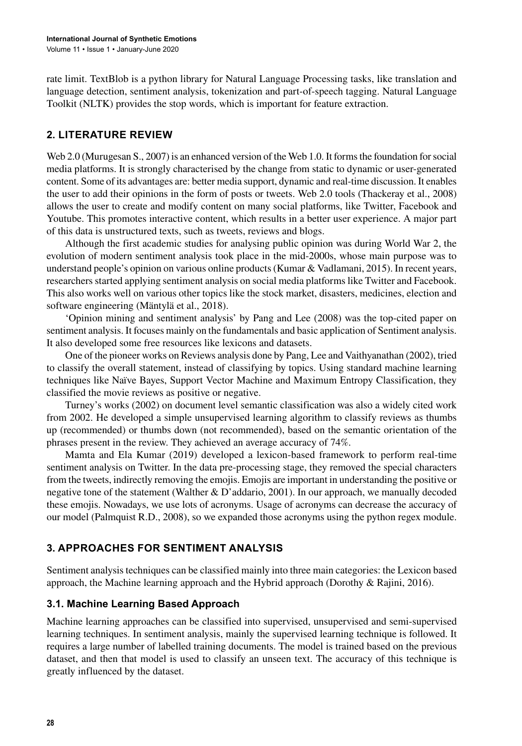rate limit. TextBlob is a python library for Natural Language Processing tasks, like translation and language detection, sentiment analysis, tokenization and part-of-speech tagging. Natural Language Toolkit (NLTK) provides the stop words, which is important for feature extraction.

## 2. LITERATURE REVIEW

Web 2.0 (Murugesan S., 2007) is an enhanced version of the Web 1.0. It forms the foundation for social media platforms. It is strongly characterised by the change from static to dynamic or user-generated content. Some of its advantages are: better media support, dynamic and real-time discussion. It enables the user to add their opinions in the form of posts or tweets. Web 2.0 tools (Thackeray et al., 2008) allows the user to create and modify content on many social platforms, like Twitter, Facebook and Youtube. This promotes interactive content, which results in a better user experience. A major part of this data is unstructured texts, such as tweets, reviews and blogs.

Although the first academic studies for analysing public opinion was during World War 2, the evolution of modern sentiment analysis took place in the mid-2000s, whose main purpose was to understand people's opinion on various online products (Kumar & Vadlamani, 2015). In recent years, researchers started applying sentiment analysis on social media platforms like Twitter and Facebook. This also works well on various other topics like the stock market, disasters, medicines, election and software engineering (Mäntylä et al., 2018).

'Opinion mining and sentiment analysis' by Pang and Lee (2008) was the top-cited paper on sentiment analysis. It focuses mainly on the fundamentals and basic application of Sentiment analysis. It also developed some free resources like lexicons and datasets.

One of the pioneer works on Reviews analysis done by Pang, Lee and Vaithyanathan (2002), tried to classify the overall statement, instead of classifying by topics. Using standard machine learning techniques like Naïve Bayes, Support Vector Machine and Maximum Entropy Classification, they classified the movie reviews as positive or negative.

Turney's works (2002) on document level semantic classification was also a widely cited work from 2002. He developed a simple unsupervised learning algorithm to classify reviews as thumbs up (recommended) or thumbs down (not recommended), based on the semantic orientation of the phrases present in the review. They achieved an average accuracy of 74%.

Mamta and Ela Kumar (2019) developed a lexicon-based framework to perform real-time sentiment analysis on Twitter. In the data pre-processing stage, they removed the special characters from the tweets, indirectly removing the emojis. Emojis are important in understanding the positive or negative tone of the statement (Walther & D'addario, 2001). In our approach, we manually decoded these emojis. Nowadays, we use lots of acronyms. Usage of acronyms can decrease the accuracy of our model (Palmquist R.D., 2008), so we expanded those acronyms using the python regex module.

## 3. APPROACHES FOR SENTIMENT ANALYSIS

Sentiment analysis techniques can be classified mainly into three main categories: the Lexicon based approach, the Machine learning approach and the Hybrid approach (Dorothy & Rajini, 2016).

### 3.1. Machine Learning Based Approach

Machine learning approaches can be classified into supervised, unsupervised and semi-supervised learning techniques. In sentiment analysis, mainly the supervised learning technique is followed. It requires a large number of labelled training documents. The model is trained based on the previous dataset, and then that model is used to classify an unseen text. The accuracy of this technique is greatly influenced by the dataset.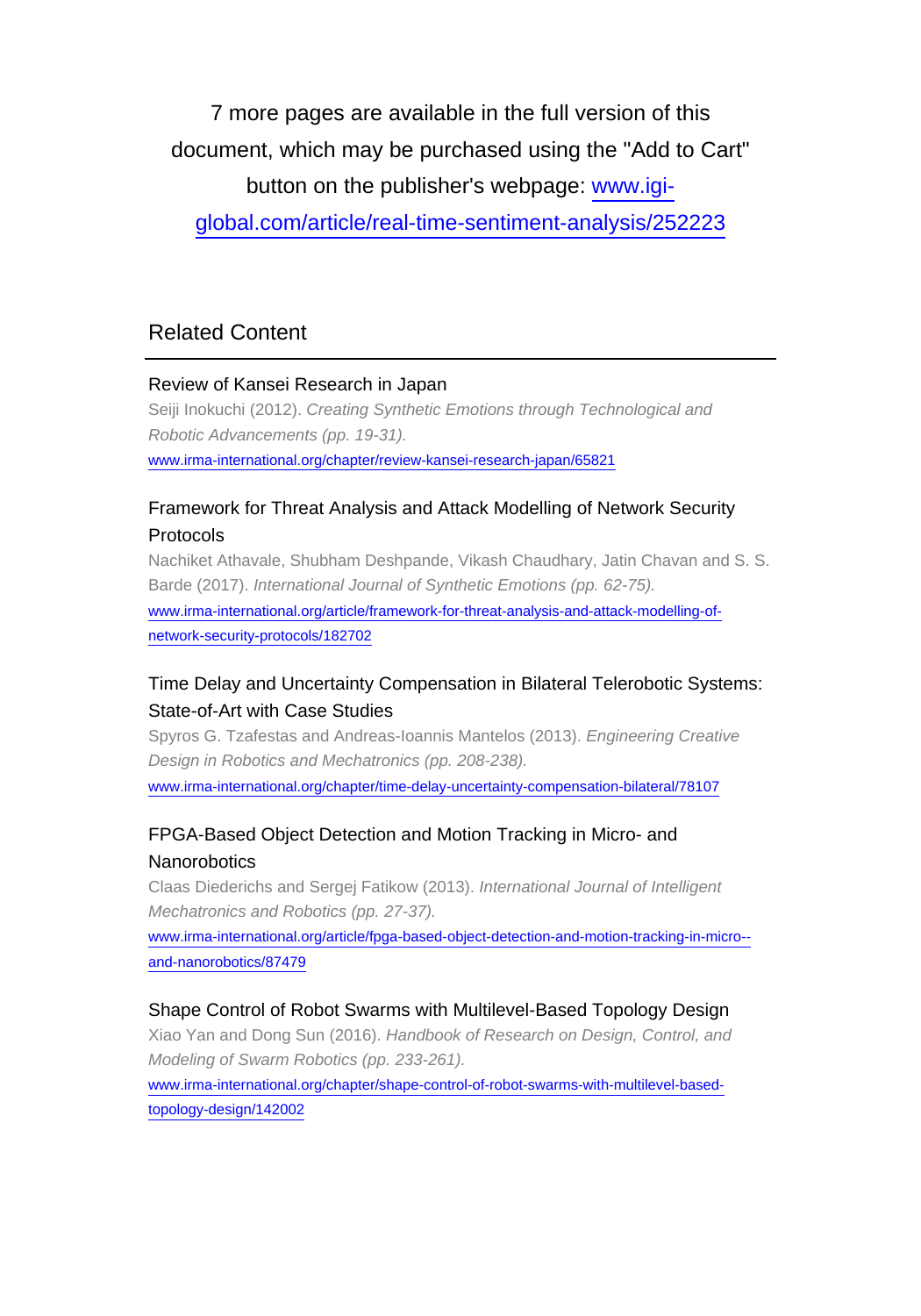7 more pages are available in the full version of this document, which may be purchased using the "Add to Cart" button on the publisher's webpage: www.igi-global.com/article/real-time-sentiment-analysis/252223

## Related Content

### Review of Kansei Research in Japan

Seiji Inokuchi (2012). *Creating Synthetic Emotions through Technological and Robotic Advancements (pp. 19-31).*

www.irma-international.org/chapter/review-kansei-research-japan/65821

### Framework for Threat Analysis and Attack Modelling of Network Security Protocols

Nachiket Athavale, Shubham Deshpande, Vikash Chaudhary, Jatin Chavan and S. S. Barde (2017). *International Journal of Synthetic Emotions (pp. 62-75).*

www.irma-international.org/article/framework-for-threat-analysis-and-attack-modelling-of-network-security-protocols/182702

### Time Delay and Uncertainty Compensation in Bilateral Telerobotic Systems: State-of-Art with Case Studies

Spyros G. Tzafestas and Andreas-Ioannis Mantelos (2013). *Engineering Creative Design in Robotics and Mechatronics (pp. 208-238).*

www.irma-international.org/chapter/time-delay-uncertainty-compensation-bilateral/78107

### FPGA-Based Object Detection and Motion Tracking in Micro- and Nanorobotics

Claas Diederichs and Sergej Fatikow (2013). *International Journal of Intelligent Mechatronics and Robotics (pp. 27-37).*

www.irma-international.org/article/fpga-based-object-detection-and-motion-tracking-in-micro--and-nanorobotics/87479

### Shape Control of Robot Swarms with Multilevel-Based Topology Design

Xiao Yan and Dong Sun (2016). *Handbook of Research on Design, Control, and Modeling of Swarm Robotics (pp. 233-261).*

www.irma-international.org/chapter/shape-control-of-robot-swarms-with-multilevel-based-topology-design/142002